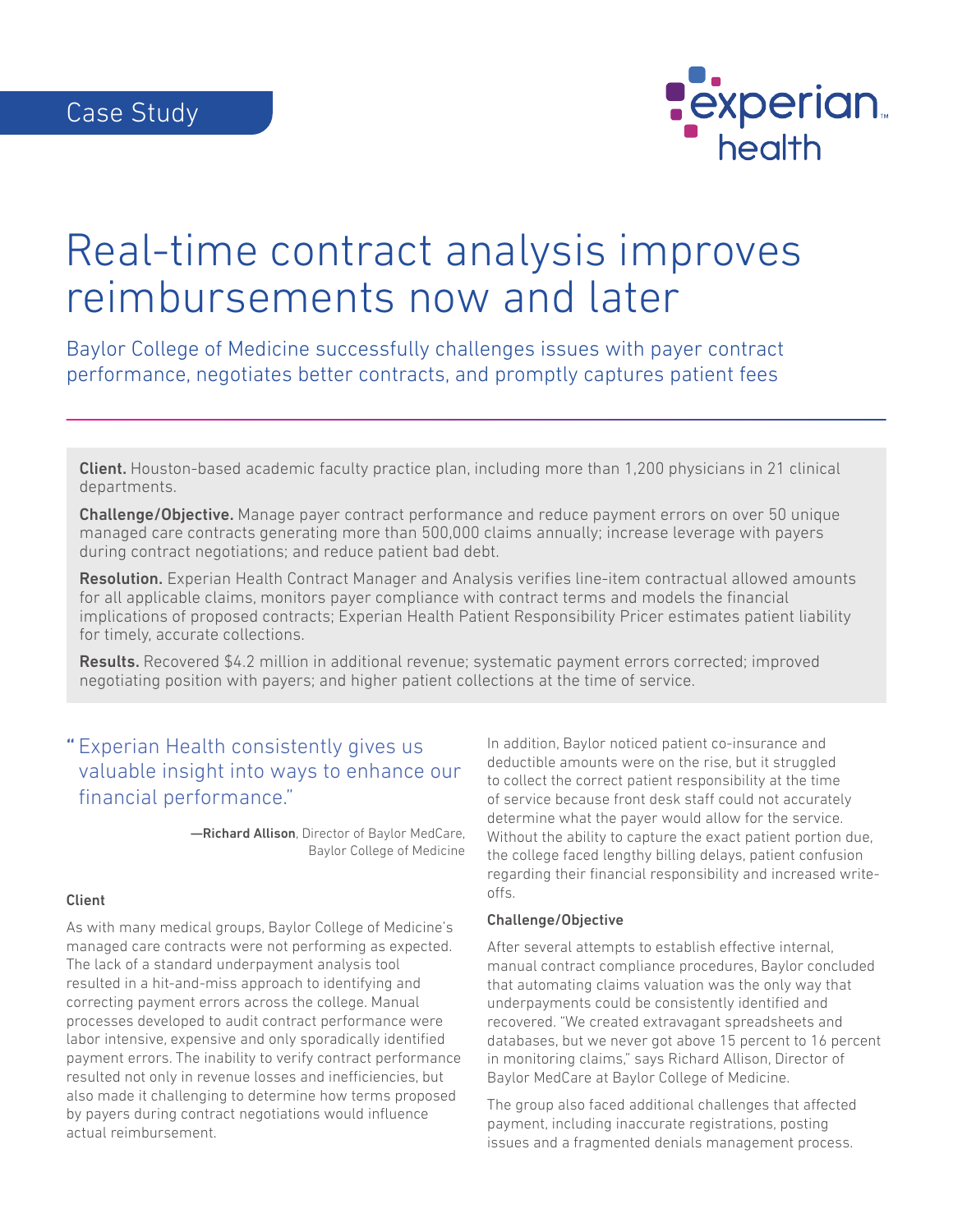Case Study

# Real-time contract analysis improves reimbursements now and later

Baylor College of Medicine successfully challenges issues with payer contract performance, negotiates better contracts, and promptly captures patient fees

**Client.** Houston-based academic faculty practice plan, including more than 1,200 physicians in 21 clinical departments.

**Challenge/Objective.** Manage payer contract performance and reduce payment errors on over 50 unique managed care contracts generating more than 500,000 claims annually; increase leverage with payers during contract negotiations; and reduce patient bad debt.

**Resolution.** Experian Health Contract Manager and Analysis verifies line-item contractual allowed amounts for all applicable claims, monitors payer compliance with contract terms and models the financial implications of proposed contracts; Experian Health Patient Responsibility Pricer estimates patient liability for timely, accurate collections.

**Results.** Recovered $4.2 million in additional revenue; systematic payment errors corrected; improved negotiating position with payers; and higher patient collections at the time of service.

> "Experian Health consistently gives us valuable insight into ways to enhance our financial performance."
>
> —**Richard Allison**, Director of Baylor MedCare, Baylor College of Medicine

### Client

As with many medical groups, Baylor College of Medicine's managed care contracts were not performing as expected. The lack of a standard underpayment analysis tool resulted in a hit-and-miss approach to identifying and correcting payment errors across the college. Manual processes developed to audit contract performance were labor intensive, expensive and only sporadically identified payment errors. The inability to verify contract performance resulted not only in revenue losses and inefficiencies, but also made it challenging to determine how terms proposed by payers during contract negotiations would influence actual reimbursement.

In addition, Baylor noticed patient co-insurance and deductible amounts were on the rise, but it struggled to collect the correct patient responsibility at the time of service because front desk staff could not accurately determine what the payer would allow for the service. Without the ability to capture the exact patient portion due, the college faced lengthy billing delays, patient confusion regarding their financial responsibility and increased write-offs.

### Challenge/Objective

After several attempts to establish effective internal, manual contract compliance procedures, Baylor concluded that automating claims valuation was the only way that underpayments could be consistently identified and recovered. "We created extravagant spreadsheets and databases, but we never got above 15 percent to 16 percent in monitoring claims," says Richard Allison, Director of Baylor MedCare at Baylor College of Medicine.

The group also faced additional challenges that affected payment, including inaccurate registrations, posting issues and a fragmented denials management process.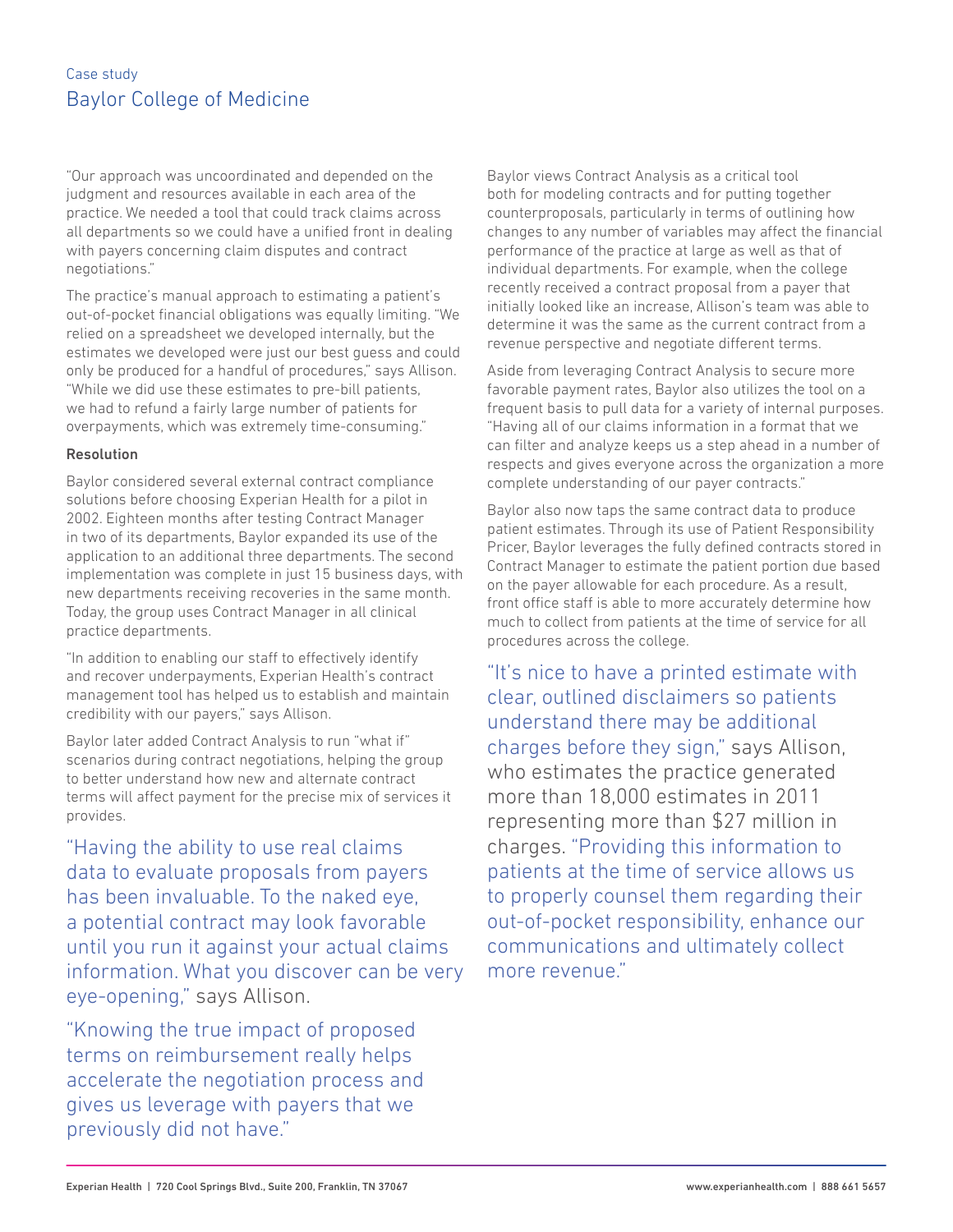Case study

# Baylor College of Medicine

"Our approach was uncoordinated and depended on the judgment and resources available in each area of the practice. We needed a tool that could track claims across all departments so we could have a unified front in dealing with payers concerning claim disputes and contract negotiations."

The practice's manual approach to estimating a patient's out-of-pocket financial obligations was equally limiting. "We relied on a spreadsheet we developed internally, but the estimates we developed were just our best guess and could only be produced for a handful of procedures," says Allison. "While we did use these estimates to pre-bill patients, we had to refund a fairly large number of patients for overpayments, which was extremely time-consuming."

**Resolution**

Baylor considered several external contract compliance solutions before choosing Experian Health for a pilot in 2002. Eighteen months after testing Contract Manager in two of its departments, Baylor expanded its use of the application to an additional three departments. The second implementation was complete in just 15 business days, with new departments receiving recoveries in the same month. Today, the group uses Contract Manager in all clinical practice departments.

"In addition to enabling our staff to effectively identify and recover underpayments, Experian Health's contract management tool has helped us to establish and maintain credibility with our payers," says Allison.

Baylor later added Contract Analysis to run "what if" scenarios during contract negotiations, helping the group to better understand how new and alternate contract terms will affect payment for the precise mix of services it provides.

"Having the ability to use real claims data to evaluate proposals from payers has been invaluable. To the naked eye, a potential contract may look favorable until you run it against your actual claims information. What you discover can be very eye-opening," says Allison.

"Knowing the true impact of proposed terms on reimbursement really helps accelerate the negotiation process and gives us leverage with payers that we previously did not have."

Baylor views Contract Analysis as a critical tool both for modeling contracts and for putting together counterproposals, particularly in terms of outlining how changes to any number of variables may affect the financial performance of the practice at large as well as that of individual departments. For example, when the college recently received a contract proposal from a payer that initially looked like an increase, Allison's team was able to determine it was the same as the current contract from a revenue perspective and negotiate different terms.

Aside from leveraging Contract Analysis to secure more favorable payment rates, Baylor also utilizes the tool on a frequent basis to pull data for a variety of internal purposes. "Having all of our claims information in a format that we can filter and analyze keeps us a step ahead in a number of respects and gives everyone across the organization a more complete understanding of our payer contracts."

Baylor also now taps the same contract data to produce patient estimates. Through its use of Patient Responsibility Pricer, Baylor leverages the fully defined contracts stored in Contract Manager to estimate the patient portion due based on the payer allowable for each procedure. As a result, front office staff is able to more accurately determine how much to collect from patients at the time of service for all procedures across the college.

"It's nice to have a printed estimate with clear, outlined disclaimers so patients understand there may be additional charges before they sign," says Allison, who estimates the practice generated more than 18,000 estimates in 2011 representing more than $27 million in charges. "Providing this information to patients at the time of service allows us to properly counsel them regarding their out-of-pocket responsibility, enhance our communications and ultimately collect more revenue."

Experian Health | 720 Cool Springs Blvd., Suite 200, Franklin, TN 37067 www.experianhealth.com | 888 661 5657